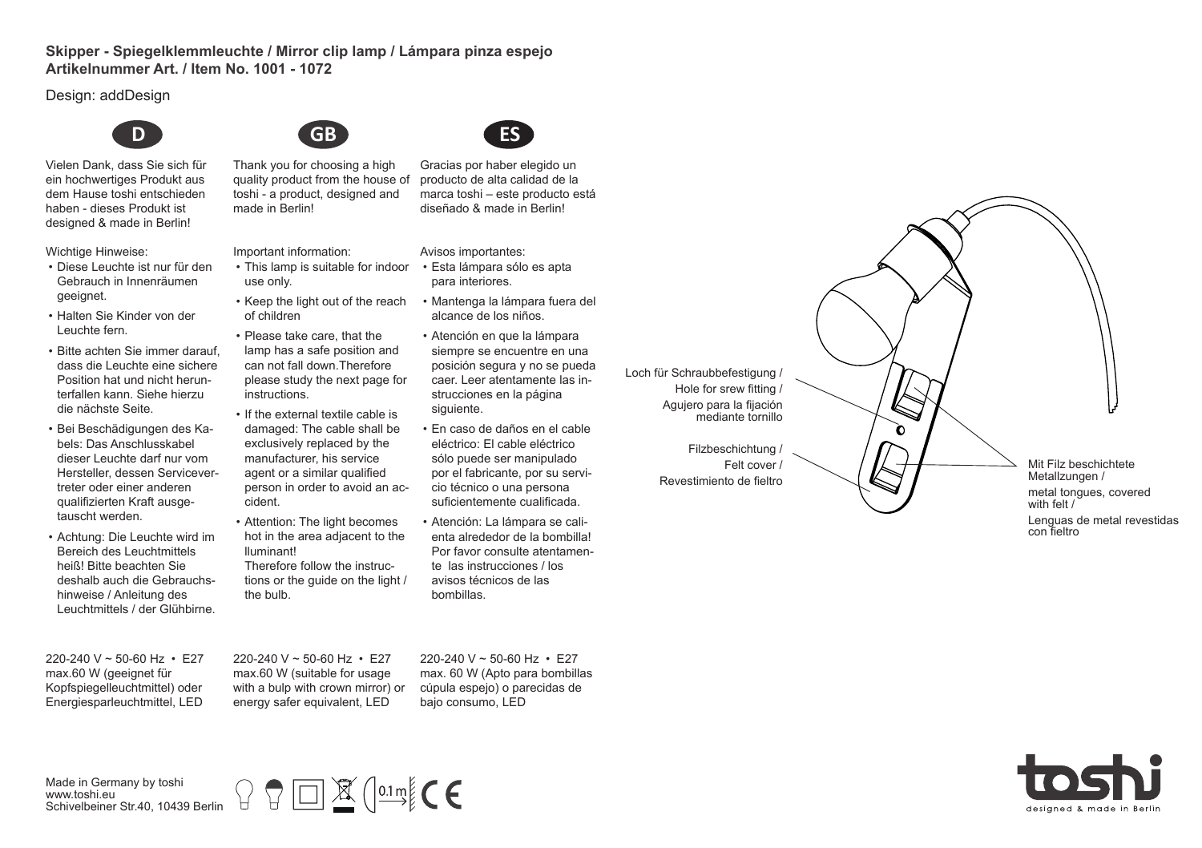**Skipper - Spiegelklemmleuchte / Mirror clip lamp / Lámpara pinza espejo**
**Artikelnummer Art. / Item No. 1001 - 1072**

Design: addDesign

## D

Vielen Dank, dass Sie sich für ein hochwertiges Produkt aus dem Hause toshi entschieden haben - dieses Produkt ist designed & made in Berlin!

Wichtige Hinweise:

- Diese Leuchte ist nur für den Gebrauch in Innenräumen geeignet.
- Halten Sie Kinder von der Leuchte fern.
- Bitte achten Sie immer darauf, dass die Leuchte eine sichere Position hat und nicht herunterfallen kann. Siehe hierzu die nächste Seite.
- Bei Beschädigungen des Kabels: Das Anschlusskabel dieser Leuchte darf nur vom Hersteller, dessen Servicevertreter oder einer anderen qualifizierten Kraft ausgetauscht werden.
- Achtung: Die Leuchte wird im Bereich des Leuchtmittels heiß! Bitte beachten Sie deshalb auch die Gebrauchshinweise / Anleitung des Leuchtmittels / der Glühbirne.

220-240 V ~ 50-60 Hz • E27
max.60 W (geeignet für Kopfspiegelleuchtmittel) oder Energiesparleuchtmittel, LED

## GB

Thank you for choosing a high quality product from the house of toshi - a product, designed and made in Berlin!

Important information:

- This lamp is suitable for indoor use only.
- Keep the light out of the reach of children
- Please take care, that the lamp has a safe position and can not fall down.Therefore please study the next page for instructions.
- If the external textile cable is damaged: The cable shall be exclusively replaced by the manufacturer, his service agent or a similar qualified person in order to avoid an accident.
- Attention: The light becomes hot in the area adjacent to the lluminant!
  Therefore follow the instructions or the guide on the light / the bulb.

220-240 V ~ 50-60 Hz • E27
max.60 W (suitable for usage with a bulb with crown mirror) or energy safer equivalent, LED

## ES

Gracias por haber elegido un producto de alta calidad de la marca toshi – este producto está diseñado & made in Berlin!

Avisos importantes:

- Esta lámpara sólo es apta para interiores.
- Mantenga la lámpara fuera del alcance de los niños.
- Atención en que la lámpara siempre se encuentre en una posición segura y no se pueda caer. Leer atentamente las instrucciones en la página siguiente.
- En caso de daños en el cable eléctrico: El cable eléctrico sólo puede ser manipulado por el fabricante, por su servicio técnico o una persona suficientemente cualificada.
- Atención: La lámpara se calienta alrededor de la bombilla! Por favor consulte atentamente las instrucciones / los avisos técnicos de las bombillas.

220-240 V ~ 50-60 Hz • E27
max. 60 W (Apto para bombillas cúpula espejo) o parecidas de bajo consumo, LED

Loch für Schraubbefestigung / Hole for srew fitting / Agujero para la fijación mediante tornillo

Filzbeschichtung / Felt cover / Revestimiento de fieltro

Mit Filz beschichtete Metallzungen / metal tongues, covered with felt / Lenguas de metal revestidas con fieltro

Made in Germany by toshi
www.toshi.eu
Schivelbeiner Str.40, 10439 Berlin

0.1 m CE

toshi
designed & made in Berlin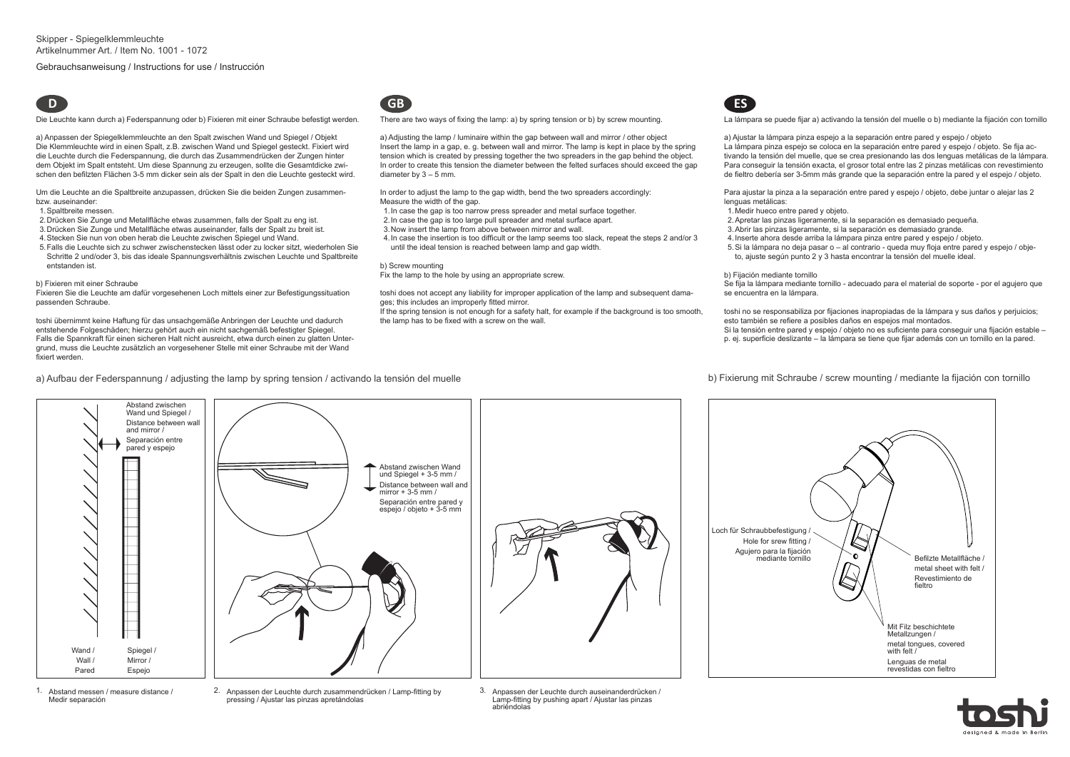Skipper - Spiegelklemmleuchte
Artikelnummer Art. / Item No. 1001 - 1072

Gebrauchsanweisung / Instructions for use / Instrucción

## D

Die Leuchte kann durch a) Federspannung oder b) Fixieren mit einer Schraube befestigt werden.

a) Anpassen der Spiegelklemmleuchte an den Spalt zwischen Wand und Spiegel / Objekt
Die Klemmleuchte wird in einen Spalt, z.B. zwischen Wand und Spiegel gesteckt. Fixiert wird die Leuchte durch die Federspannung, die durch das Zusammendrücken der Zungen hinter dem Objekt im Spalt entsteht. Um diese Spannung zu erzeugen, sollte die Gesamtdicke zwischen den befilzten Flächen 3-5 mm dicker sein als der Spalt in den die Leuchte gesteckt wird.

Um die Leuchte an die Spaltbreite anzupassen, drücken Sie die beiden Zungen zusammen- bzw. auseinander:

1. Spaltbreite messen.
2. Drücken Sie Zunge und Metallfläche etwas zusammen, falls der Spalt zu eng ist.
3. Drücken Sie Zunge und Metallfläche etwas auseinander, falls der Spalt zu breit ist.
4. Stecken Sie nun von oben herab die Leuchte zwischen Spiegel und Wand.
5. Falls die Leuchte sich zu schwer zwischenstecken lässt oder zu locker sitzt, wiederholen Sie Schritte 2 und/oder 3, bis das ideale Spannungsverhältnis zwischen Leuchte und Spaltbreite entstanden ist.

b) Fixieren mit einer Schraube
Fixieren Sie die Leuchte am dafür vorgesehenen Loch mittels einer zur Befestigungssituation passenden Schraube.

toshi übernimmt keine Haftung für das unsachgemäße Anbringen der Leuchte und dadurch entstehende Folgeschäden; hierzu gehört auch ein nicht sachgemäß befestigter Spiegel.
Falls die Spannkraft für einen sicheren Halt nicht ausreicht, etwa durch einen zu glatten Untergrund, muss die Leuchte zusätzlich an vorgesehener Stelle mit einer Schraube mit der Wand fixiert werden.

## GB

There are two ways of fixing the lamp: a) by spring tension or b) by screw mounting.

a) Adjusting the lamp / luminaire within the gap between wall and mirror / other object
Insert the lamp in a gap, e. g. between wall and mirror. The lamp is kept in place by the spring tension which is created by pressing together the two spreaders in the gap behind the object. In order to create this tension the diameter between the felted surfaces should exceed the gap diameter by 3 – 5 mm.

In order to adjust the lamp to the gap width, bend the two spreaders accordingly:
Measure the width of the gap.

1. In case the gap is too narrow press spreader and metal surface together.
2. In case the gap is too large pull spreader and metal surface apart.
3. Now insert the lamp from above between mirror and wall.
4. In case the insertion is too difficult or the lamp seems too slack, repeat the steps 2 and/or 3 until the ideal tension is reached between lamp and gap width.

b) Screw mounting
Fix the lamp to the hole by using an appropriate screw.

toshi does not accept any liability for improper application of the lamp and subsequent damages; this includes an improperly fitted mirror.
If the spring tension is not enough for a safety halt, for example if the background is too smooth, the lamp has to be fixed with a screw on the wall.

## ES

La lámpara se puede fijar a) activando la tensión del muelle o b) mediante la fijación con tornillo

a) Ajustar la lámpara pinza espejo a la separación entre pared y espejo / objeto
La lámpara pinza espejo se coloca en la separación entre pared y espejo / objeto. Se fija activando la tensión del muelle, que se crea presionando las dos lenguas metálicas de la lámpara. Para conseguir la tensión exacta, el grosor total entre las 2 pinzas metálicas con revestimiento de fieltro debería ser 3-5mm más grande que la separación entre la pared y el espejo / objeto.

Para ajustar la pinza a la separación entre pared y espejo / objeto, debe juntar o alejar las 2 lenguas metálicas:

1. Medir hueco entre pared y objeto.
2. Apretar las pinzas ligeramente, si la separación es demasiado pequeña.
3. Abrir las pinzas ligeramente, si la separación es demasiado grande.
4. Inserte ahora desde arriba la lámpara pinza entre pared y espejo / objeto.
5. Si la lámpara no deja pasar o – al contrario - queda muy floja entre pared y espejo / objeto, ajuste según punto 2 y 3 hasta encontrar la tensión del muelle ideal.

b) Fijación mediante tornillo
Se fija la lámpara mediante tornillo - adecuado para el material de soporte - por el agujero que se encuentra en la lámpara.

toshi no se responsabiliza por fijaciones inapropiadas de la lámpara y sus daños y perjuicios; esto también se refiere a posibles daños en espejos mal montados.
Si la tensión entre pared y espejo / objeto no es suficiente para conseguir una fijación estable – p. ej. superficie deslizante – la lámpara se tiene que fijar además con un tornillo en la pared.

### a) Aufbau der Federspannung / adjusting the lamp by spring tension / activando la tensión del muelle

Abstand zwischen Wand und Spiegel / Distance between wall and mirror / Separación entre pared y espejo

Wand / Wall / Pared

Spiegel / Mirror / Espejo

1. Abstand messen / measure distance / Medir separación

Abstand zwischen Wand und Spiegel + 3-5 mm / Distance between wall and mirror + 3-5 mm / Separación entre pared y espejo / objeto + 3-5 mm

2. Anpassen der Leuchte durch zusammendrücken / Lamp-fitting by pressing / Ajustar las pinzas apretándolas

3. Anpassen der Leuchte durch auseinanderdrücken / Lamp-fitting by pushing apart / Ajustar las pinzas abriéndolas

### b) Fixierung mit Schraube / screw mounting / mediante la fijación con tornillo

Loch für Schraubbefestigung / Hole for srew fitting / Agujero para la fijación mediante tornillo

Befilzte Metallfläche / metal sheet with felt / Revestimiento de fieltro

Mit Filz beschichtete Metallzungen / metal tongues, covered with felt / Lenguas de metal revestidas con fieltro

toshi
designed & made in Berlin